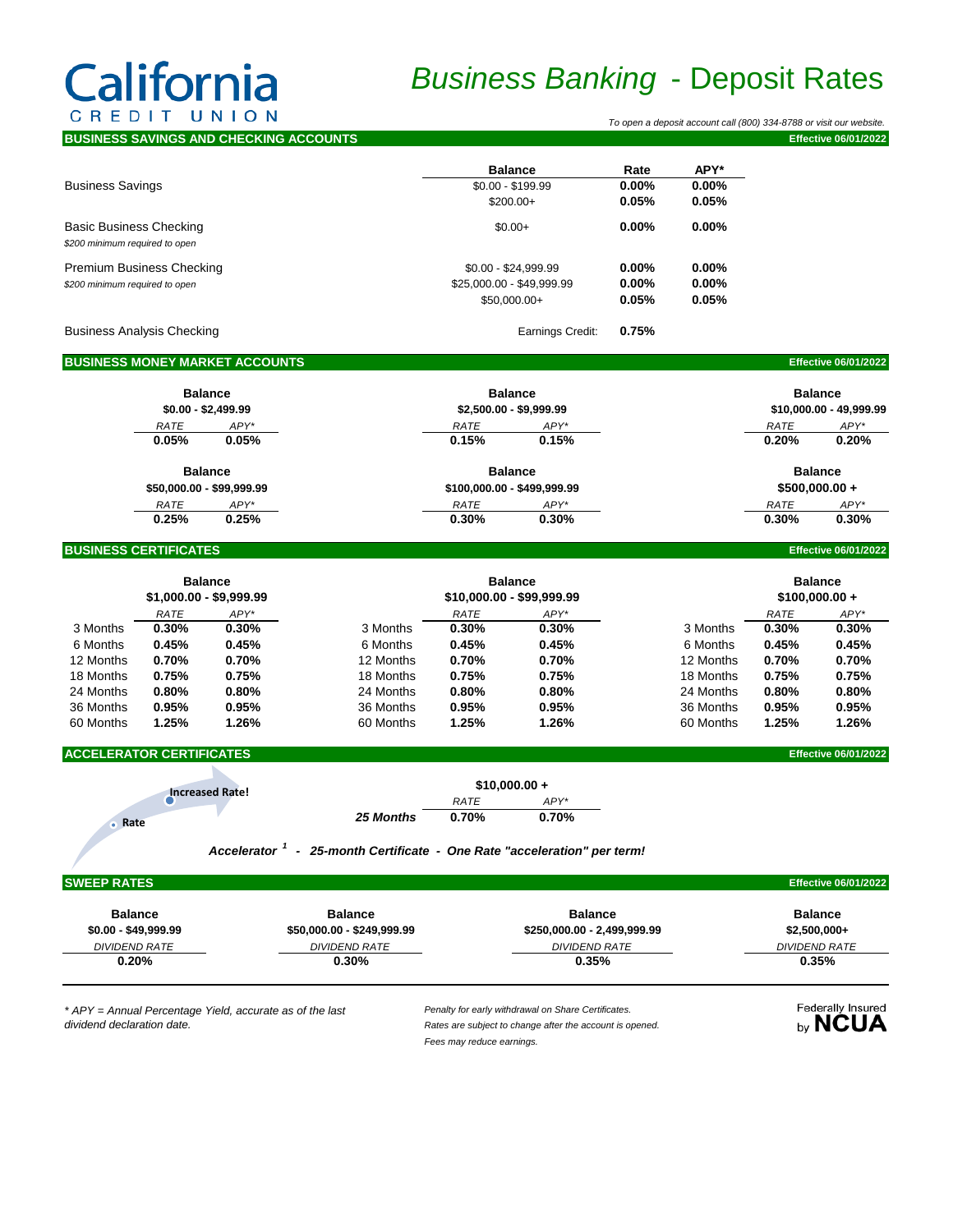# California CREDIT UNION

# *Business Banking* - Deposit Rates

*To open a deposit account call (800) 334-8788 or visit our website.*

## BUSINESS SAVINGS AND CHECKING ACCOUNTS

**Effective 06/01/2022**

| | Balance | Rate | APY* |
|---|---|---|---|
| Business Savings | $0.00 - $199.99 | **0.00%** | **0.00%** |
| | $200.00+ | **0.05%** | **0.05%** |
| Basic Business Checking *$200 minimum required to open* | $0.00+ | **0.00%** | **0.00%** |
| Premium Business Checking *$200 minimum required to open* | $0.00 - $24,999.99 | **0.00%** | **0.00%** |
| | $25,000.00 - $49,999.99 | **0.00%** | **0.00%** |
| | $50,000.00+ | **0.05%** | **0.05%** |
| Business Analysis Checking | Earnings Credit: | **0.75%** | |

## BUSINESS MONEY MARKET ACCOUNTS

**Effective 06/01/2022**

| Balance | RATE | APY* |
|---|---|---|
| $0.00 - $2,499.99 | 0.05% | 0.05% |
| $2,500.00 - $9,999.99 | 0.15% | 0.15% |
| $10,000.00 - 49,999.99 | 0.20% | 0.20% |
| $50,000.00 - $99,999.99 | 0.25% | 0.25% |
| $100,000.00 - $499,999.99 | 0.30% | 0.30% |
| $500,000.00 + | 0.30% | 0.30% |

## BUSINESS CERTIFICATES

**Effective 06/01/2022**

| Term | $1,000.00 - $9,999.99 RATE | $1,000.00 - $9,999.99 APY* | $10,000.00 - $99,999.99 RATE | $10,000.00 - $99,999.99 APY* | $100,000.00 + RATE | $100,000.00 + APY* |
|---|---|---|---|---|---|---|
| 3 Months | 0.30% | 0.30% | 0.30% | 0.30% | 0.30% | 0.30% |
| 6 Months | 0.45% | 0.45% | 0.45% | 0.45% | 0.45% | 0.45% |
| 12 Months | 0.70% | 0.70% | 0.70% | 0.70% | 0.70% | 0.70% |
| 18 Months | 0.75% | 0.75% | 0.75% | 0.75% | 0.75% | 0.75% |
| 24 Months | 0.80% | 0.80% | 0.80% | 0.80% | 0.80% | 0.80% |
| 36 Months | 0.95% | 0.95% | 0.95% | 0.95% | 0.95% | 0.95% |
| 60 Months | 1.25% | 1.26% | 1.25% | 1.26% | 1.25% | 1.26% |

## ACCELERATOR CERTIFICATES

**Effective 06/01/2022**

Increased Rate!

Rate

| | $10,000.00 + RATE | $10,000.00 + APY* |
|---|---|---|
| *25 Months* | 0.70% | 0.70% |

***Accelerator [1] - 25-month Certificate - One Rate "acceleration" per term!***

## SWEEP RATES

**Effective 06/01/2022**

| Balance | DIVIDEND RATE |
|---|---|
| $0.00 - $49,999.99 | 0.20% |
| $50,000.00 - $249,999.99 | 0.30% |
| $250,000.00 - 2,499,999.99 | 0.35% |
| $2,500,000+ | 0.35% |

*\* APY = Annual Percentage Yield, accurate as of the last dividend declaration date.*

*Penalty for early withdrawal on Share Certificates.*
*Rates are subject to change after the account is opened.*
*Fees may reduce earnings.*

Federally Insured by **NCUA**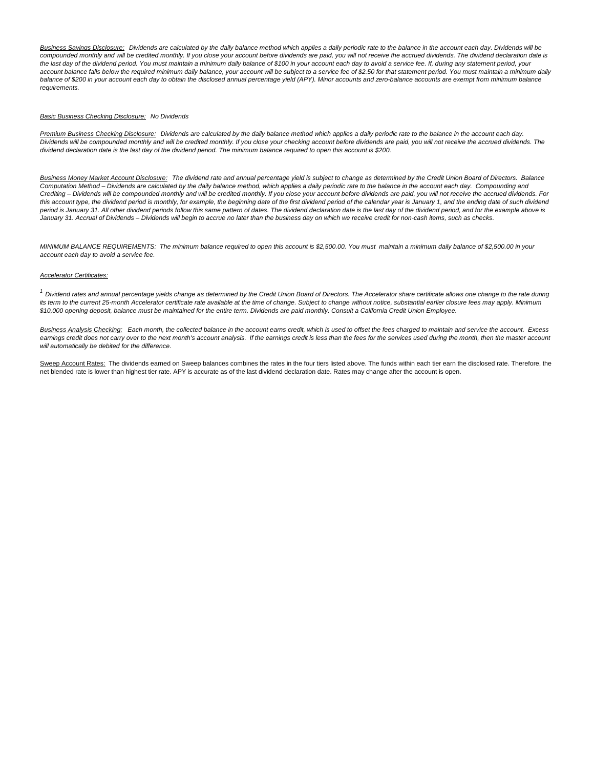*<u>Business Savings Disclosure:</u> Dividends are calculated by the daily balance method which applies a daily periodic rate to the balance in the account each day. Dividends will be compounded monthly and will be credited monthly. If you close your account before dividends are paid, you will not receive the accrued dividends. The dividend declaration date is the last day of the dividend period. You must maintain a minimum daily balance of $100 in your account each day to avoid a service fee. If, during any statement period, your account balance falls below the required minimum daily balance, your account will be subject to a service fee of $2.50 for that statement period. You must maintain a minimum daily balance of $200 in your account each day to obtain the disclosed annual percentage yield (APY). Minor accounts and zero-balance accounts are exempt from minimum balance requirements.*

*<u>Basic Business Checking Disclosure:</u> No Dividends*

*<u>Premium Business Checking Disclosure:</u> Dividends are calculated by the daily balance method which applies a daily periodic rate to the balance in the account each day. Dividends will be compounded monthly and will be credited monthly. If you close your checking account before dividends are paid, you will not receive the accrued dividends. The dividend declaration date is the last day of the dividend period. The minimum balance required to open this account is $200.*

*<u>Business Money Market Account Disclosure:</u> The dividend rate and annual percentage yield is subject to change as determined by the Credit Union Board of Directors. Balance Computation Method – Dividends are calculated by the daily balance method, which applies a daily periodic rate to the balance in the account each day. Compounding and Crediting – Dividends will be compounded monthly and will be credited monthly. If you close your account before dividends are paid, you will not receive the accrued dividends. For this account type, the dividend period is monthly, for example, the beginning date of the first dividend period of the calendar year is January 1, and the ending date of such dividend period is January 31. All other dividend periods follow this same pattern of dates. The dividend declaration date is the last day of the dividend period, and for the example above is January 31. Accrual of Dividends – Dividends will begin to accrue no later than the business day on which we receive credit for non-cash items, such as checks.*

*MINIMUM BALANCE REQUIREMENTS: The minimum balance required to open this account is $2,500.00. You must maintain a minimum daily balance of $2,500.00 in your account each day to avoid a service fee.*

*<u>Accelerator Certificates:</u>*

*[1] Dividend rates and annual percentage yields change as determined by the Credit Union Board of Directors. The Accelerator share certificate allows one change to the rate during its term to the current 25-month Accelerator certificate rate available at the time of change. Subject to change without notice, substantial earlier closure fees may apply. Minimum $10,000 opening deposit, balance must be maintained for the entire term. Dividends are paid monthly. Consult a California Credit Union Employee.*

*<u>Business Analysis Checking:</u> Each month, the collected balance in the account earns credit, which is used to offset the fees charged to maintain and service the account. Excess earnings credit does not carry over to the next month's account analysis. If the earnings credit is less than the fees for the services used during the month, then the master account will automatically be debited for the difference.*

<u>Sweep Account Rates:</u> The dividends earned on Sweep balances combines the rates in the four tiers listed above. The funds within each tier earn the disclosed rate. Therefore, the net blended rate is lower than highest tier rate. APY is accurate as of the last dividend declaration date. Rates may change after the account is open.